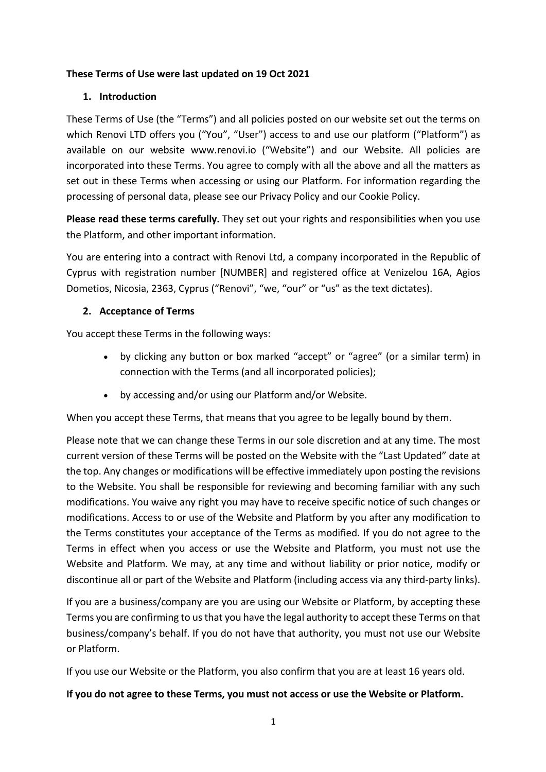**These Terms of Use were last updated on 19 Oct 2021**

## 1. Introduction

These Terms of Use (the "Terms") and all policies posted on our website set out the terms on which Renovi LTD offers you ("You", "User") access to and use our platform ("Platform") as available on our website www.renovi.io ("Website") and our Website. All policies are incorporated into these Terms. You agree to comply with all the above and all the matters as set out in these Terms when accessing or using our Platform. For information regarding the processing of personal data, please see our Privacy Policy and our Cookie Policy.

**Please read these terms carefully.** They set out your rights and responsibilities when you use the Platform, and other important information.

You are entering into a contract with Renovi Ltd, a company incorporated in the Republic of Cyprus with registration number [NUMBER] and registered office at Venizelou 16A, Agios Dometios, Nicosia, 2363, Cyprus ("Renovi", "we, "our" or "us" as the text dictates).

## 2. Acceptance of Terms

You accept these Terms in the following ways:

- by clicking any button or box marked "accept" or "agree" (or a similar term) in connection with the Terms (and all incorporated policies);
- by accessing and/or using our Platform and/or Website.

When you accept these Terms, that means that you agree to be legally bound by them.

Please note that we can change these Terms in our sole discretion and at any time. The most current version of these Terms will be posted on the Website with the "Last Updated" date at the top. Any changes or modifications will be effective immediately upon posting the revisions to the Website. You shall be responsible for reviewing and becoming familiar with any such modifications. You waive any right you may have to receive specific notice of such changes or modifications. Access to or use of the Website and Platform by you after any modification to the Terms constitutes your acceptance of the Terms as modified. If you do not agree to the Terms in effect when you access or use the Website and Platform, you must not use the Website and Platform. We may, at any time and without liability or prior notice, modify or discontinue all or part of the Website and Platform (including access via any third-party links).

If you are a business/company are you are using our Website or Platform, by accepting these Terms you are confirming to us that you have the legal authority to accept these Terms on that business/company's behalf. If you do not have that authority, you must not use our Website or Platform.

If you use our Website or the Platform, you also confirm that you are at least 16 years old.

**If you do not agree to these Terms, you must not access or use the Website or Platform.**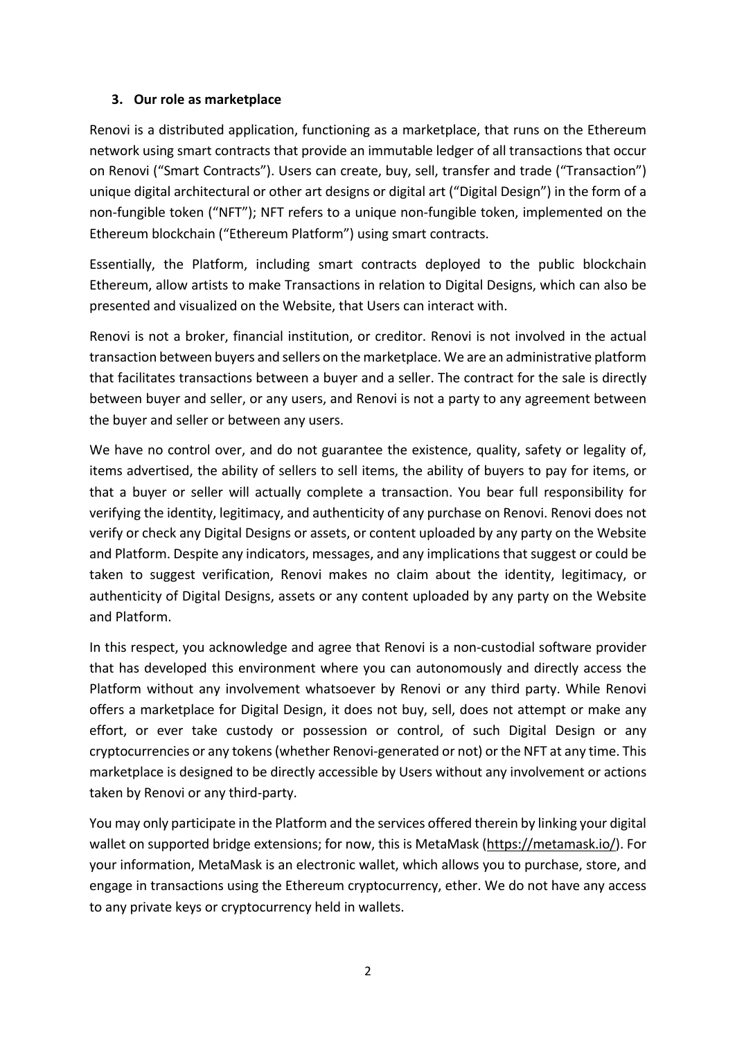### 3. Our role as marketplace

Renovi is a distributed application, functioning as a marketplace, that runs on the Ethereum network using smart contracts that provide an immutable ledger of all transactions that occur on Renovi ("Smart Contracts"). Users can create, buy, sell, transfer and trade ("Transaction") unique digital architectural or other art designs or digital art ("Digital Design") in the form of a non-fungible token ("NFT"); NFT refers to a unique non-fungible token, implemented on the Ethereum blockchain ("Ethereum Platform") using smart contracts.

Essentially, the Platform, including smart contracts deployed to the public blockchain Ethereum, allow artists to make Transactions in relation to Digital Designs, which can also be presented and visualized on the Website, that Users can interact with.

Renovi is not a broker, financial institution, or creditor. Renovi is not involved in the actual transaction between buyers and sellers on the marketplace. We are an administrative platform that facilitates transactions between a buyer and a seller. The contract for the sale is directly between buyer and seller, or any users, and Renovi is not a party to any agreement between the buyer and seller or between any users.

We have no control over, and do not guarantee the existence, quality, safety or legality of, items advertised, the ability of sellers to sell items, the ability of buyers to pay for items, or that a buyer or seller will actually complete a transaction. You bear full responsibility for verifying the identity, legitimacy, and authenticity of any purchase on Renovi. Renovi does not verify or check any Digital Designs or assets, or content uploaded by any party on the Website and Platform. Despite any indicators, messages, and any implications that suggest or could be taken to suggest verification, Renovi makes no claim about the identity, legitimacy, or authenticity of Digital Designs, assets or any content uploaded by any party on the Website and Platform.

In this respect, you acknowledge and agree that Renovi is a non-custodial software provider that has developed this environment where you can autonomously and directly access the Platform without any involvement whatsoever by Renovi or any third party. While Renovi offers a marketplace for Digital Design, it does not buy, sell, does not attempt or make any effort, or ever take custody or possession or control, of such Digital Design or any cryptocurrencies or any tokens (whether Renovi-generated or not) or the NFT at any time. This marketplace is designed to be directly accessible by Users without any involvement or actions taken by Renovi or any third-party.

You may only participate in the Platform and the services offered therein by linking your digital wallet on supported bridge extensions; for now, this is MetaMask (https://metamask.io/). For your information, MetaMask is an electronic wallet, which allows you to purchase, store, and engage in transactions using the Ethereum cryptocurrency, ether. We do not have any access to any private keys or cryptocurrency held in wallets.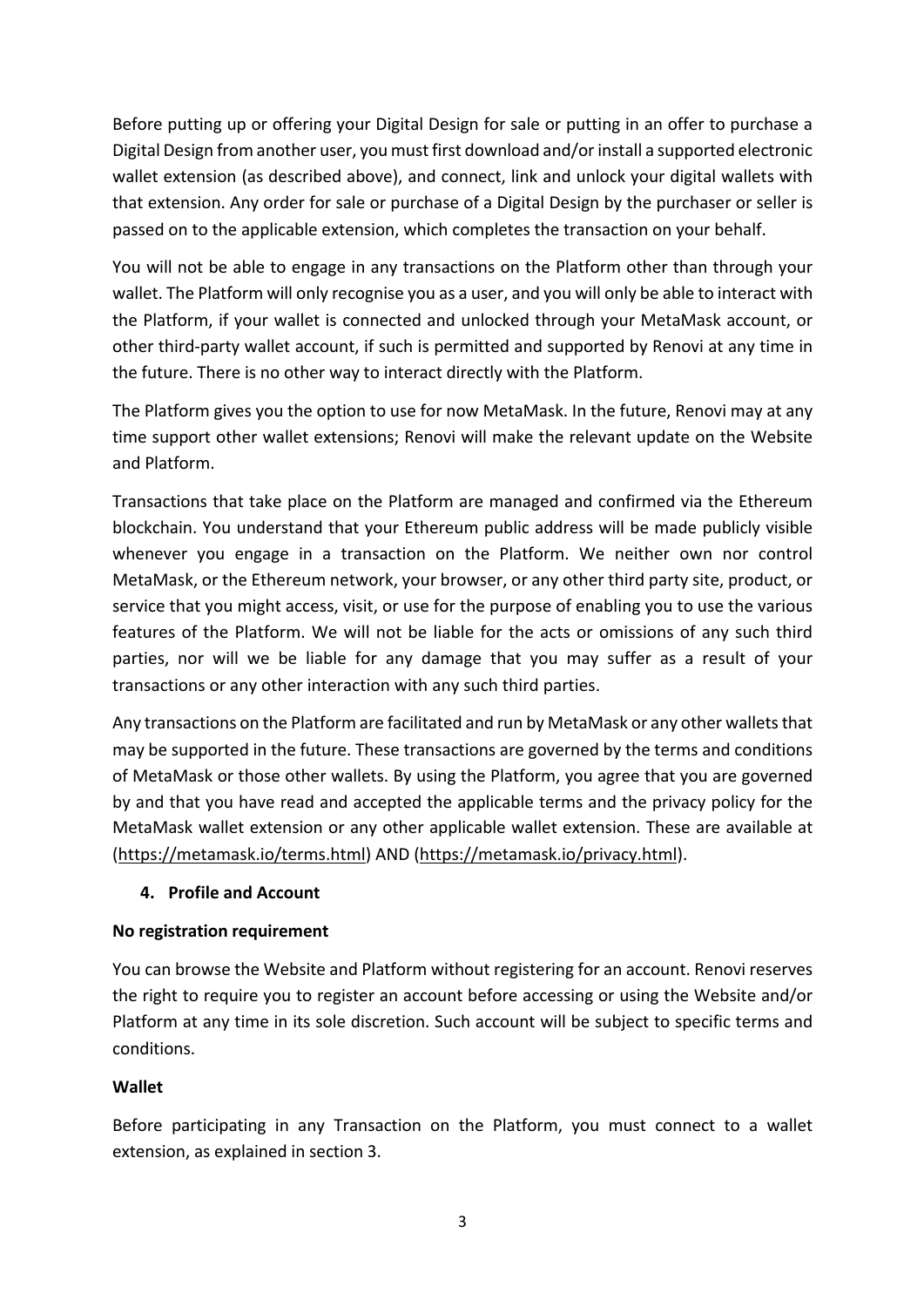Before putting up or offering your Digital Design for sale or putting in an offer to purchase a Digital Design from another user, you must first download and/or install a supported electronic wallet extension (as described above), and connect, link and unlock your digital wallets with that extension. Any order for sale or purchase of a Digital Design by the purchaser or seller is passed on to the applicable extension, which completes the transaction on your behalf.

You will not be able to engage in any transactions on the Platform other than through your wallet. The Platform will only recognise you as a user, and you will only be able to interact with the Platform, if your wallet is connected and unlocked through your MetaMask account, or other third-party wallet account, if such is permitted and supported by Renovi at any time in the future. There is no other way to interact directly with the Platform.

The Platform gives you the option to use for now MetaMask. In the future, Renovi may at any time support other wallet extensions; Renovi will make the relevant update on the Website and Platform.

Transactions that take place on the Platform are managed and confirmed via the Ethereum blockchain. You understand that your Ethereum public address will be made publicly visible whenever you engage in a transaction on the Platform. We neither own nor control MetaMask, or the Ethereum network, your browser, or any other third party site, product, or service that you might access, visit, or use for the purpose of enabling you to use the various features of the Platform. We will not be liable for the acts or omissions of any such third parties, nor will we be liable for any damage that you may suffer as a result of your transactions or any other interaction with any such third parties.

Any transactions on the Platform are facilitated and run by MetaMask or any other wallets that may be supported in the future. These transactions are governed by the terms and conditions of MetaMask or those other wallets. By using the Platform, you agree that you are governed by and that you have read and accepted the applicable terms and the privacy policy for the MetaMask wallet extension or any other applicable wallet extension. These are available at (https://metamask.io/terms.html) AND (https://metamask.io/privacy.html).

## 4. Profile and Account

**No registration requirement**

You can browse the Website and Platform without registering for an account. Renovi reserves the right to require you to register an account before accessing or using the Website and/or Platform at any time in its sole discretion. Such account will be subject to specific terms and conditions.

**Wallet**

Before participating in any Transaction on the Platform, you must connect to a wallet extension, as explained in section 3.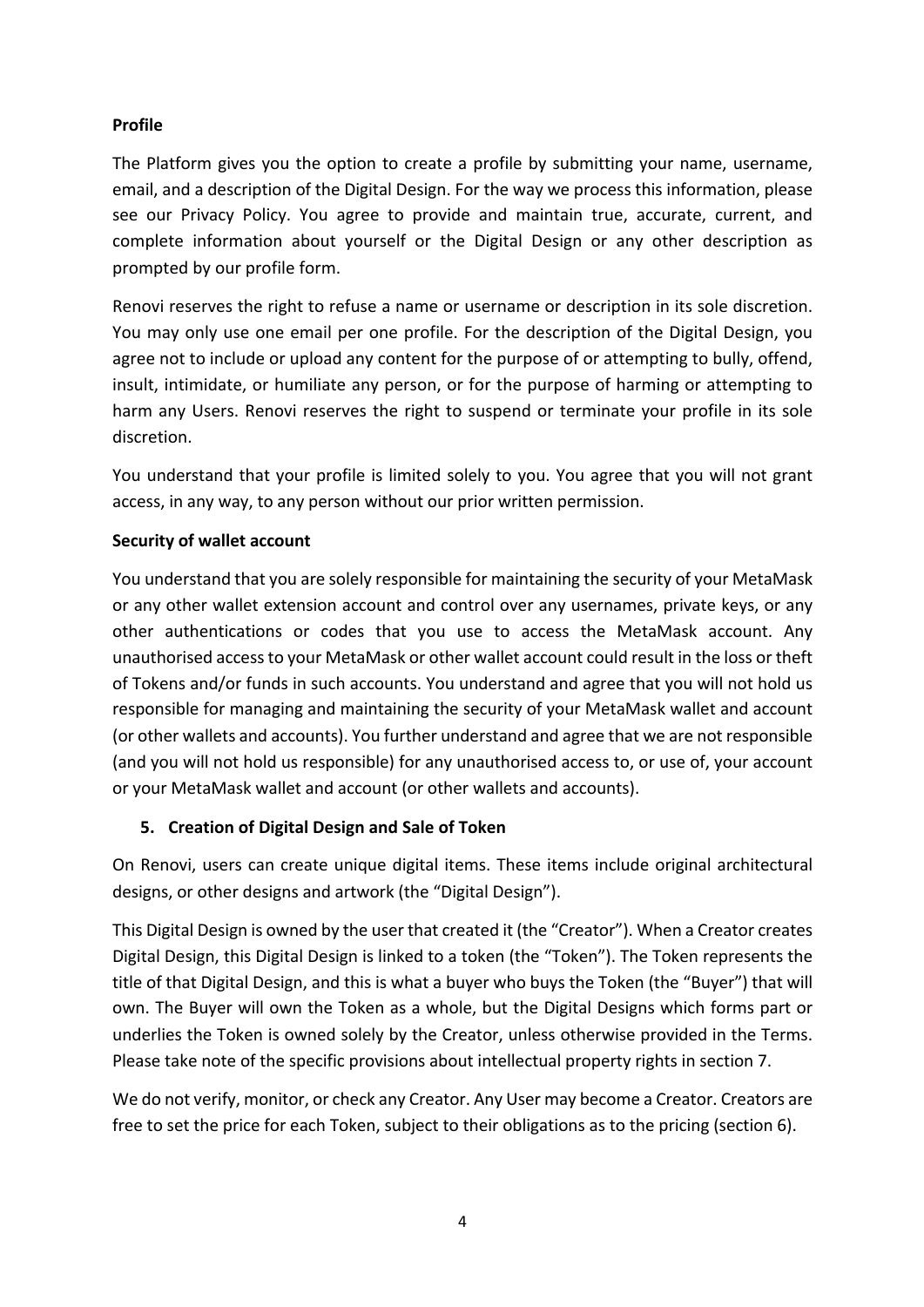**Profile**

The Platform gives you the option to create a profile by submitting your name, username, email, and a description of the Digital Design. For the way we process this information, please see our Privacy Policy. You agree to provide and maintain true, accurate, current, and complete information about yourself or the Digital Design or any other description as prompted by our profile form.

Renovi reserves the right to refuse a name or username or description in its sole discretion. You may only use one email per one profile. For the description of the Digital Design, you agree not to include or upload any content for the purpose of or attempting to bully, offend, insult, intimidate, or humiliate any person, or for the purpose of harming or attempting to harm any Users. Renovi reserves the right to suspend or terminate your profile in its sole discretion.

You understand that your profile is limited solely to you. You agree that you will not grant access, in any way, to any person without our prior written permission.

**Security of wallet account**

You understand that you are solely responsible for maintaining the security of your MetaMask or any other wallet extension account and control over any usernames, private keys, or any other authentications or codes that you use to access the MetaMask account. Any unauthorised access to your MetaMask or other wallet account could result in the loss or theft of Tokens and/or funds in such accounts. You understand and agree that you will not hold us responsible for managing and maintaining the security of your MetaMask wallet and account (or other wallets and accounts). You further understand and agree that we are not responsible (and you will not hold us responsible) for any unauthorised access to, or use of, your account or your MetaMask wallet and account (or other wallets and accounts).

## 5. Creation of Digital Design and Sale of Token

On Renovi, users can create unique digital items. These items include original architectural designs, or other designs and artwork (the "Digital Design").

This Digital Design is owned by the user that created it (the "Creator"). When a Creator creates Digital Design, this Digital Design is linked to a token (the "Token"). The Token represents the title of that Digital Design, and this is what a buyer who buys the Token (the "Buyer") that will own. The Buyer will own the Token as a whole, but the Digital Designs which forms part or underlies the Token is owned solely by the Creator, unless otherwise provided in the Terms. Please take note of the specific provisions about intellectual property rights in section 7.

We do not verify, monitor, or check any Creator. Any User may become a Creator. Creators are free to set the price for each Token, subject to their obligations as to the pricing (section 6).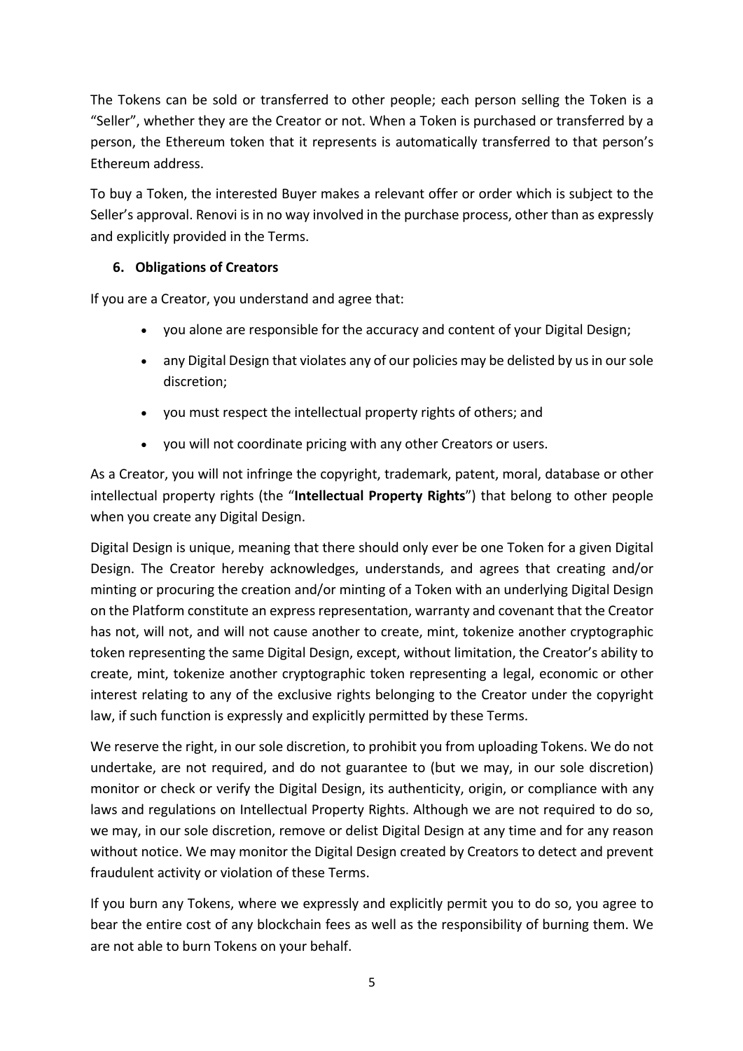The Tokens can be sold or transferred to other people; each person selling the Token is a "Seller", whether they are the Creator or not. When a Token is purchased or transferred by a person, the Ethereum token that it represents is automatically transferred to that person's Ethereum address.

To buy a Token, the interested Buyer makes a relevant offer or order which is subject to the Seller's approval. Renovi is in no way involved in the purchase process, other than as expressly and explicitly provided in the Terms.

## 6. Obligations of Creators

If you are a Creator, you understand and agree that:

- you alone are responsible for the accuracy and content of your Digital Design;
- any Digital Design that violates any of our policies may be delisted by us in our sole discretion;
- you must respect the intellectual property rights of others; and
- you will not coordinate pricing with any other Creators or users.

As a Creator, you will not infringe the copyright, trademark, patent, moral, database or other intellectual property rights (the "**Intellectual Property Rights**") that belong to other people when you create any Digital Design.

Digital Design is unique, meaning that there should only ever be one Token for a given Digital Design. The Creator hereby acknowledges, understands, and agrees that creating and/or minting or procuring the creation and/or minting of a Token with an underlying Digital Design on the Platform constitute an express representation, warranty and covenant that the Creator has not, will not, and will not cause another to create, mint, tokenize another cryptographic token representing the same Digital Design, except, without limitation, the Creator's ability to create, mint, tokenize another cryptographic token representing a legal, economic or other interest relating to any of the exclusive rights belonging to the Creator under the copyright law, if such function is expressly and explicitly permitted by these Terms.

We reserve the right, in our sole discretion, to prohibit you from uploading Tokens. We do not undertake, are not required, and do not guarantee to (but we may, in our sole discretion) monitor or check or verify the Digital Design, its authenticity, origin, or compliance with any laws and regulations on Intellectual Property Rights. Although we are not required to do so, we may, in our sole discretion, remove or delist Digital Design at any time and for any reason without notice. We may monitor the Digital Design created by Creators to detect and prevent fraudulent activity or violation of these Terms.

If you burn any Tokens, where we expressly and explicitly permit you to do so, you agree to bear the entire cost of any blockchain fees as well as the responsibility of burning them. We are not able to burn Tokens on your behalf.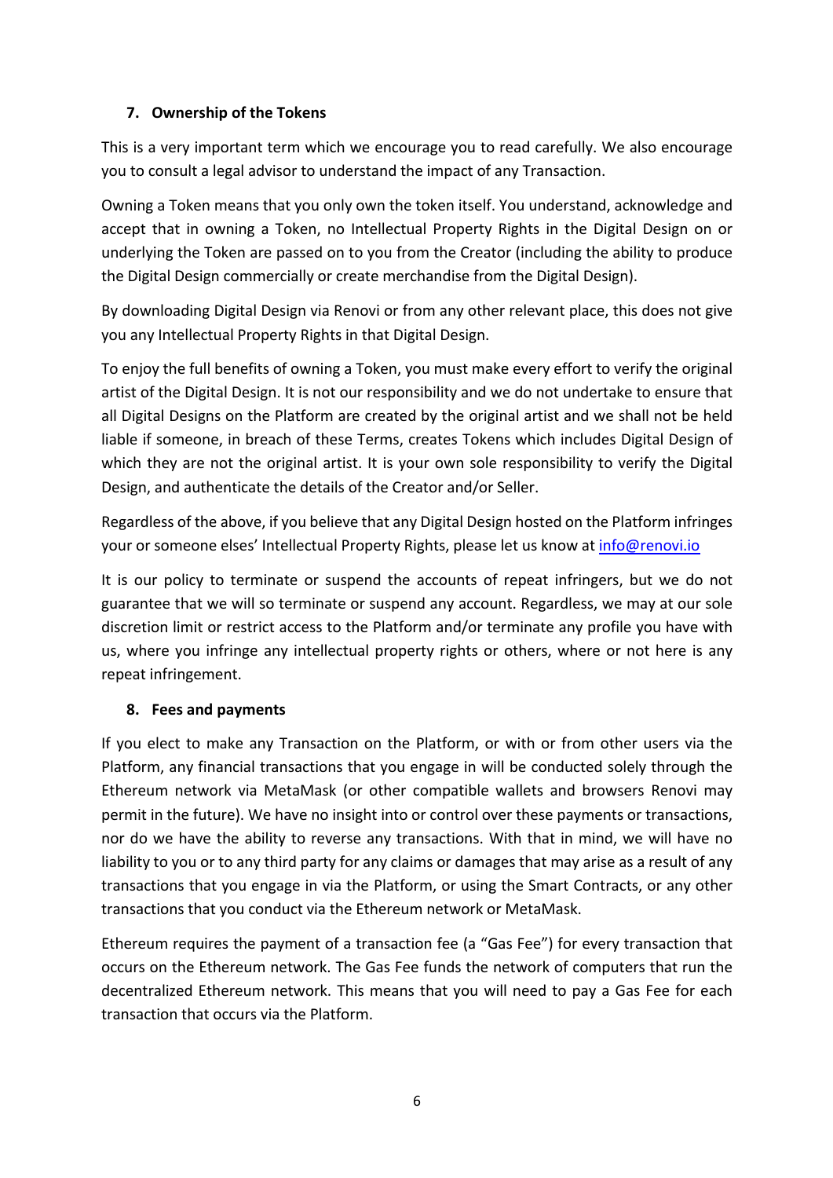## 7. Ownership of the Tokens

This is a very important term which we encourage you to read carefully. We also encourage you to consult a legal advisor to understand the impact of any Transaction.

Owning a Token means that you only own the token itself. You understand, acknowledge and accept that in owning a Token, no Intellectual Property Rights in the Digital Design on or underlying the Token are passed on to you from the Creator (including the ability to produce the Digital Design commercially or create merchandise from the Digital Design).

By downloading Digital Design via Renovi or from any other relevant place, this does not give you any Intellectual Property Rights in that Digital Design.

To enjoy the full benefits of owning a Token, you must make every effort to verify the original artist of the Digital Design. It is not our responsibility and we do not undertake to ensure that all Digital Designs on the Platform are created by the original artist and we shall not be held liable if someone, in breach of these Terms, creates Tokens which includes Digital Design of which they are not the original artist. It is your own sole responsibility to verify the Digital Design, and authenticate the details of the Creator and/or Seller.

Regardless of the above, if you believe that any Digital Design hosted on the Platform infringes your or someone elses' Intellectual Property Rights, please let us know at [info@renovi.io](mailto:info@renovi.io)

It is our policy to terminate or suspend the accounts of repeat infringers, but we do not guarantee that we will so terminate or suspend any account. Regardless, we may at our sole discretion limit or restrict access to the Platform and/or terminate any profile you have with us, where you infringe any intellectual property rights or others, where or not here is any repeat infringement.

## 8. Fees and payments

If you elect to make any Transaction on the Platform, or with or from other users via the Platform, any financial transactions that you engage in will be conducted solely through the Ethereum network via MetaMask (or other compatible wallets and browsers Renovi may permit in the future). We have no insight into or control over these payments or transactions, nor do we have the ability to reverse any transactions. With that in mind, we will have no liability to you or to any third party for any claims or damages that may arise as a result of any transactions that you engage in via the Platform, or using the Smart Contracts, or any other transactions that you conduct via the Ethereum network or MetaMask.

Ethereum requires the payment of a transaction fee (a "Gas Fee") for every transaction that occurs on the Ethereum network. The Gas Fee funds the network of computers that run the decentralized Ethereum network. This means that you will need to pay a Gas Fee for each transaction that occurs via the Platform.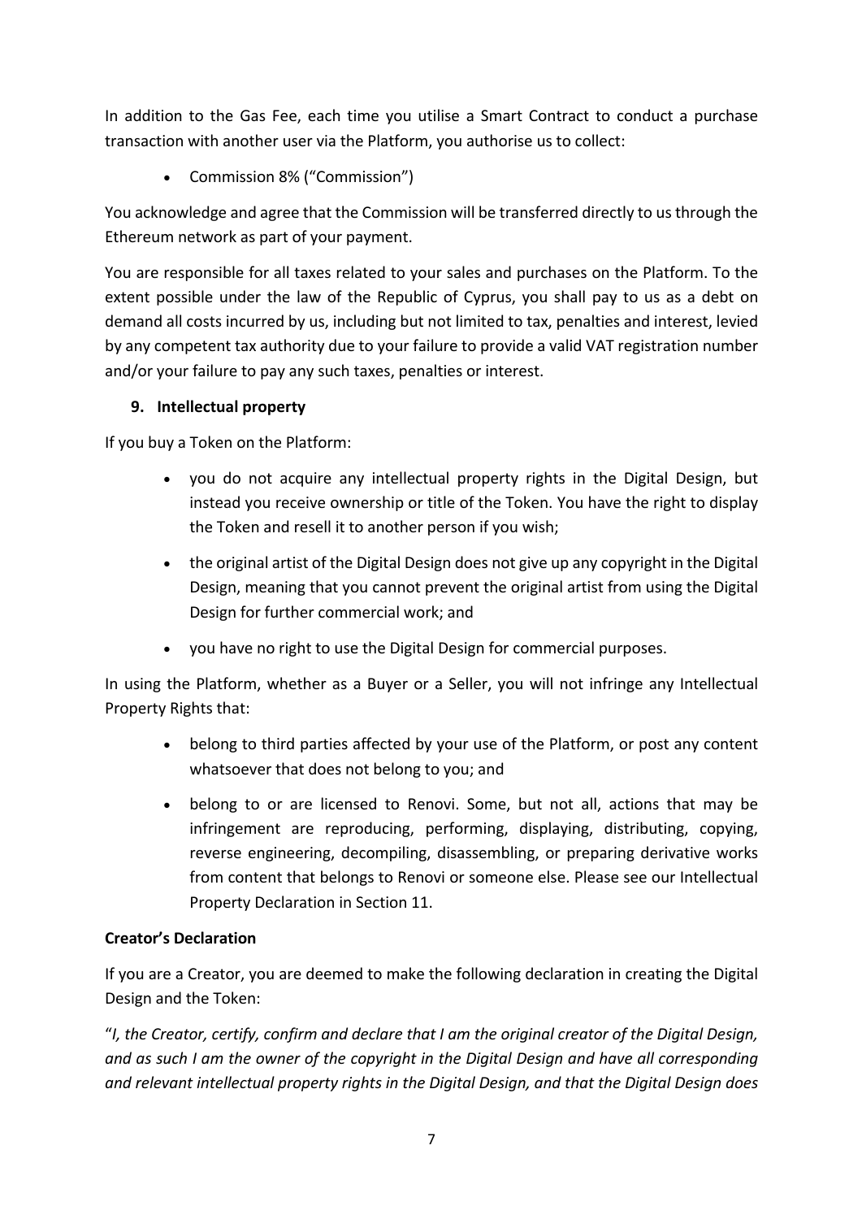In addition to the Gas Fee, each time you utilise a Smart Contract to conduct a purchase transaction with another user via the Platform, you authorise us to collect:

- Commission 8% ("Commission")

You acknowledge and agree that the Commission will be transferred directly to us through the Ethereum network as part of your payment.

You are responsible for all taxes related to your sales and purchases on the Platform. To the extent possible under the law of the Republic of Cyprus, you shall pay to us as a debt on demand all costs incurred by us, including but not limited to tax, penalties and interest, levied by any competent tax authority due to your failure to provide a valid VAT registration number and/or your failure to pay any such taxes, penalties or interest.

## 9. Intellectual property

If you buy a Token on the Platform:

- you do not acquire any intellectual property rights in the Digital Design, but instead you receive ownership or title of the Token. You have the right to display the Token and resell it to another person if you wish;
- the original artist of the Digital Design does not give up any copyright in the Digital Design, meaning that you cannot prevent the original artist from using the Digital Design for further commercial work; and
- you have no right to use the Digital Design for commercial purposes.

In using the Platform, whether as a Buyer or a Seller, you will not infringe any Intellectual Property Rights that:

- belong to third parties affected by your use of the Platform, or post any content whatsoever that does not belong to you; and
- belong to or are licensed to Renovi. Some, but not all, actions that may be infringement are reproducing, performing, displaying, distributing, copying, reverse engineering, decompiling, disassembling, or preparing derivative works from content that belongs to Renovi or someone else. Please see our Intellectual Property Declaration in Section 11.

**Creator's Declaration**

If you are a Creator, you are deemed to make the following declaration in creating the Digital Design and the Token:

"*I, the Creator, certify, confirm and declare that I am the original creator of the Digital Design, and as such I am the owner of the copyright in the Digital Design and have all corresponding and relevant intellectual property rights in the Digital Design, and that the Digital Design does*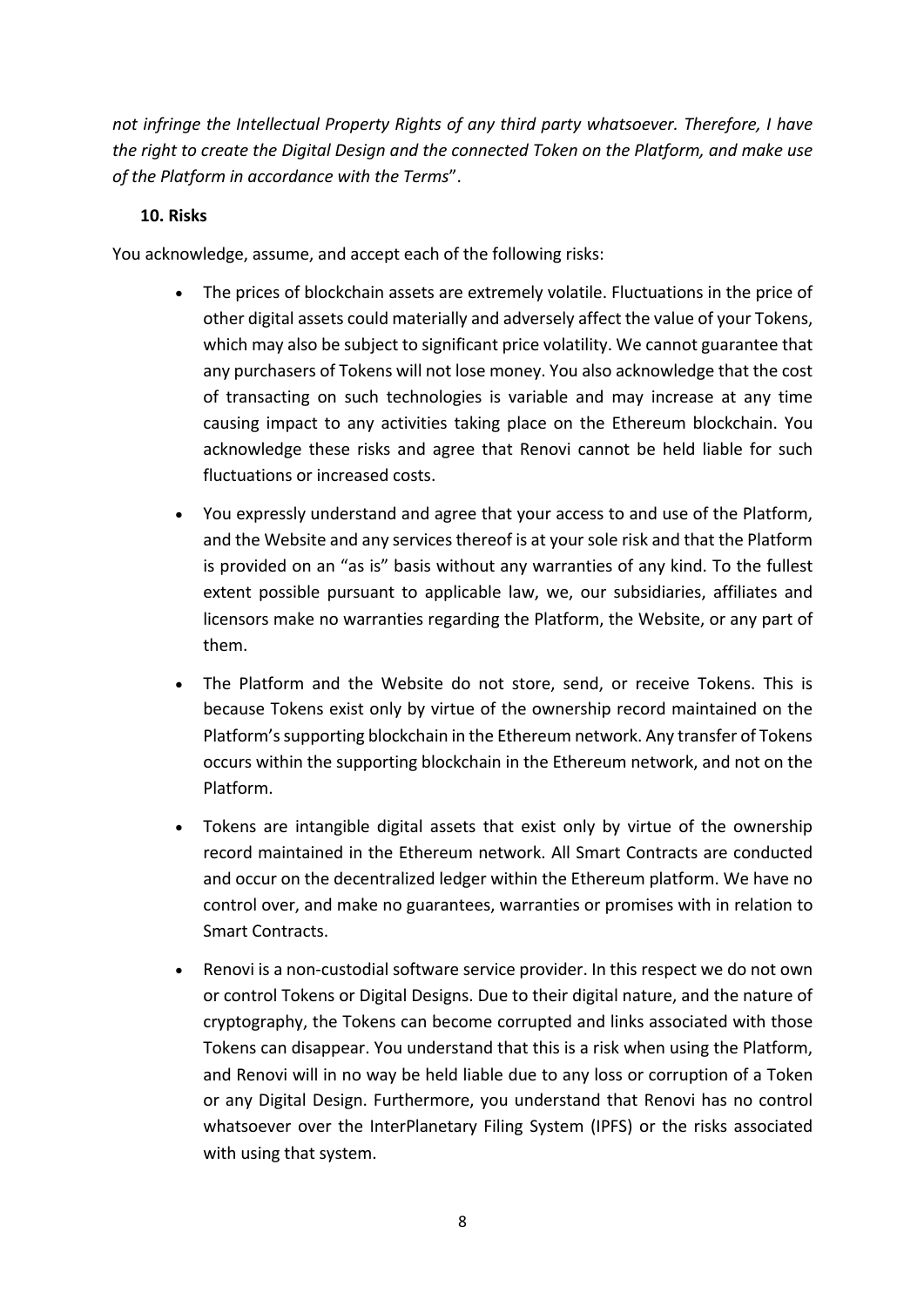*not infringe the Intellectual Property Rights of any third party whatsoever. Therefore, I have the right to create the Digital Design and the connected Token on the Platform, and make use of the Platform in accordance with the Terms*".

**10. Risks**

You acknowledge, assume, and accept each of the following risks:

- The prices of blockchain assets are extremely volatile. Fluctuations in the price of other digital assets could materially and adversely affect the value of your Tokens, which may also be subject to significant price volatility. We cannot guarantee that any purchasers of Tokens will not lose money. You also acknowledge that the cost of transacting on such technologies is variable and may increase at any time causing impact to any activities taking place on the Ethereum blockchain. You acknowledge these risks and agree that Renovi cannot be held liable for such fluctuations or increased costs.
- You expressly understand and agree that your access to and use of the Platform, and the Website and any services thereof is at your sole risk and that the Platform is provided on an "as is" basis without any warranties of any kind. To the fullest extent possible pursuant to applicable law, we, our subsidiaries, affiliates and licensors make no warranties regarding the Platform, the Website, or any part of them.
- The Platform and the Website do not store, send, or receive Tokens. This is because Tokens exist only by virtue of the ownership record maintained on the Platform's supporting blockchain in the Ethereum network. Any transfer of Tokens occurs within the supporting blockchain in the Ethereum network, and not on the Platform.
- Tokens are intangible digital assets that exist only by virtue of the ownership record maintained in the Ethereum network. All Smart Contracts are conducted and occur on the decentralized ledger within the Ethereum platform. We have no control over, and make no guarantees, warranties or promises with in relation to Smart Contracts.
- Renovi is a non-custodial software service provider. In this respect we do not own or control Tokens or Digital Designs. Due to their digital nature, and the nature of cryptography, the Tokens can become corrupted and links associated with those Tokens can disappear. You understand that this is a risk when using the Platform, and Renovi will in no way be held liable due to any loss or corruption of a Token or any Digital Design. Furthermore, you understand that Renovi has no control whatsoever over the InterPlanetary Filing System (IPFS) or the risks associated with using that system.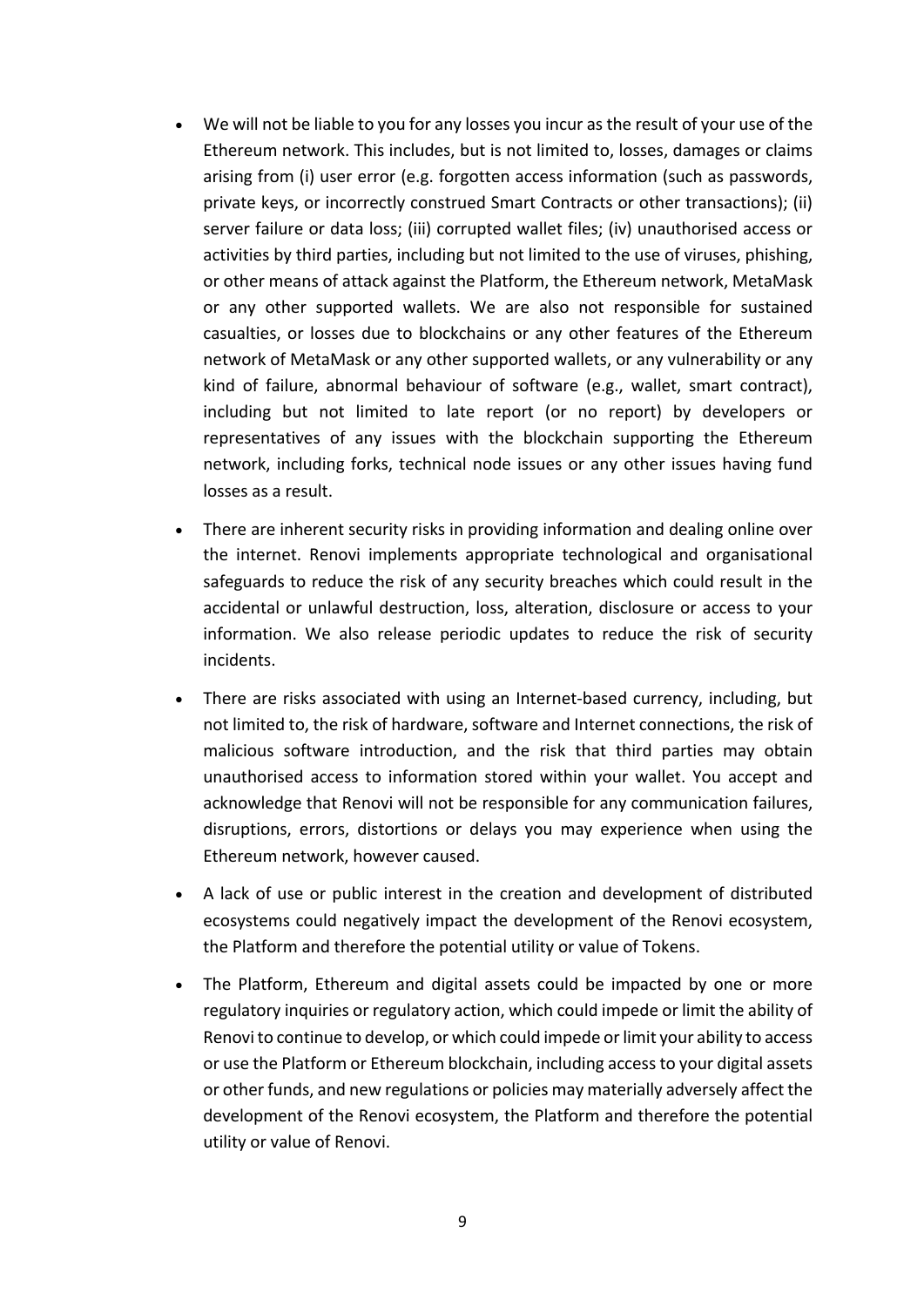- We will not be liable to you for any losses you incur as the result of your use of the Ethereum network. This includes, but is not limited to, losses, damages or claims arising from (i) user error (e.g. forgotten access information (such as passwords, private keys, or incorrectly construed Smart Contracts or other transactions); (ii) server failure or data loss; (iii) corrupted wallet files; (iv) unauthorised access or activities by third parties, including but not limited to the use of viruses, phishing, or other means of attack against the Platform, the Ethereum network, MetaMask or any other supported wallets. We are also not responsible for sustained casualties, or losses due to blockchains or any other features of the Ethereum network of MetaMask or any other supported wallets, or any vulnerability or any kind of failure, abnormal behaviour of software (e.g., wallet, smart contract), including but not limited to late report (or no report) by developers or representatives of any issues with the blockchain supporting the Ethereum network, including forks, technical node issues or any other issues having fund losses as a result.
- There are inherent security risks in providing information and dealing online over the internet. Renovi implements appropriate technological and organisational safeguards to reduce the risk of any security breaches which could result in the accidental or unlawful destruction, loss, alteration, disclosure or access to your information. We also release periodic updates to reduce the risk of security incidents.
- There are risks associated with using an Internet-based currency, including, but not limited to, the risk of hardware, software and Internet connections, the risk of malicious software introduction, and the risk that third parties may obtain unauthorised access to information stored within your wallet. You accept and acknowledge that Renovi will not be responsible for any communication failures, disruptions, errors, distortions or delays you may experience when using the Ethereum network, however caused.
- A lack of use or public interest in the creation and development of distributed ecosystems could negatively impact the development of the Renovi ecosystem, the Platform and therefore the potential utility or value of Tokens.
- The Platform, Ethereum and digital assets could be impacted by one or more regulatory inquiries or regulatory action, which could impede or limit the ability of Renovi to continue to develop, or which could impede or limit your ability to access or use the Platform or Ethereum blockchain, including access to your digital assets or other funds, and new regulations or policies may materially adversely affect the development of the Renovi ecosystem, the Platform and therefore the potential utility or value of Renovi.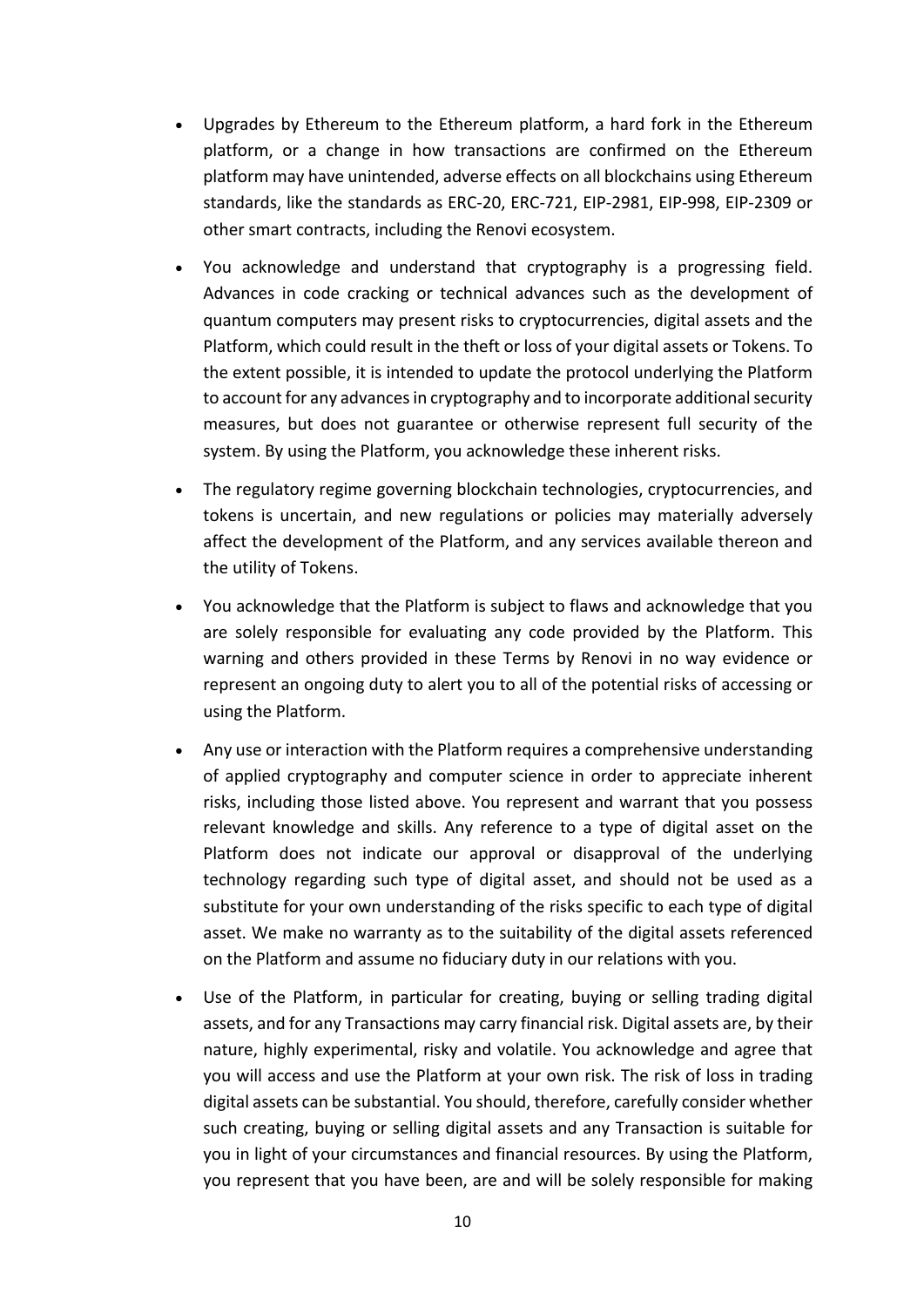- Upgrades by Ethereum to the Ethereum platform, a hard fork in the Ethereum platform, or a change in how transactions are confirmed on the Ethereum platform may have unintended, adverse effects on all blockchains using Ethereum standards, like the standards as ERC-20, ERC-721, EIP-2981, EIP-998, EIP-2309 or other smart contracts, including the Renovi ecosystem.
- You acknowledge and understand that cryptography is a progressing field. Advances in code cracking or technical advances such as the development of quantum computers may present risks to cryptocurrencies, digital assets and the Platform, which could result in the theft or loss of your digital assets or Tokens. To the extent possible, it is intended to update the protocol underlying the Platform to account for any advances in cryptography and to incorporate additional security measures, but does not guarantee or otherwise represent full security of the system. By using the Platform, you acknowledge these inherent risks.
- The regulatory regime governing blockchain technologies, cryptocurrencies, and tokens is uncertain, and new regulations or policies may materially adversely affect the development of the Platform, and any services available thereon and the utility of Tokens.
- You acknowledge that the Platform is subject to flaws and acknowledge that you are solely responsible for evaluating any code provided by the Platform. This warning and others provided in these Terms by Renovi in no way evidence or represent an ongoing duty to alert you to all of the potential risks of accessing or using the Platform.
- Any use or interaction with the Platform requires a comprehensive understanding of applied cryptography and computer science in order to appreciate inherent risks, including those listed above. You represent and warrant that you possess relevant knowledge and skills. Any reference to a type of digital asset on the Platform does not indicate our approval or disapproval of the underlying technology regarding such type of digital asset, and should not be used as a substitute for your own understanding of the risks specific to each type of digital asset. We make no warranty as to the suitability of the digital assets referenced on the Platform and assume no fiduciary duty in our relations with you.
- Use of the Platform, in particular for creating, buying or selling trading digital assets, and for any Transactions may carry financial risk. Digital assets are, by their nature, highly experimental, risky and volatile. You acknowledge and agree that you will access and use the Platform at your own risk. The risk of loss in trading digital assets can be substantial. You should, therefore, carefully consider whether such creating, buying or selling digital assets and any Transaction is suitable for you in light of your circumstances and financial resources. By using the Platform, you represent that you have been, are and will be solely responsible for making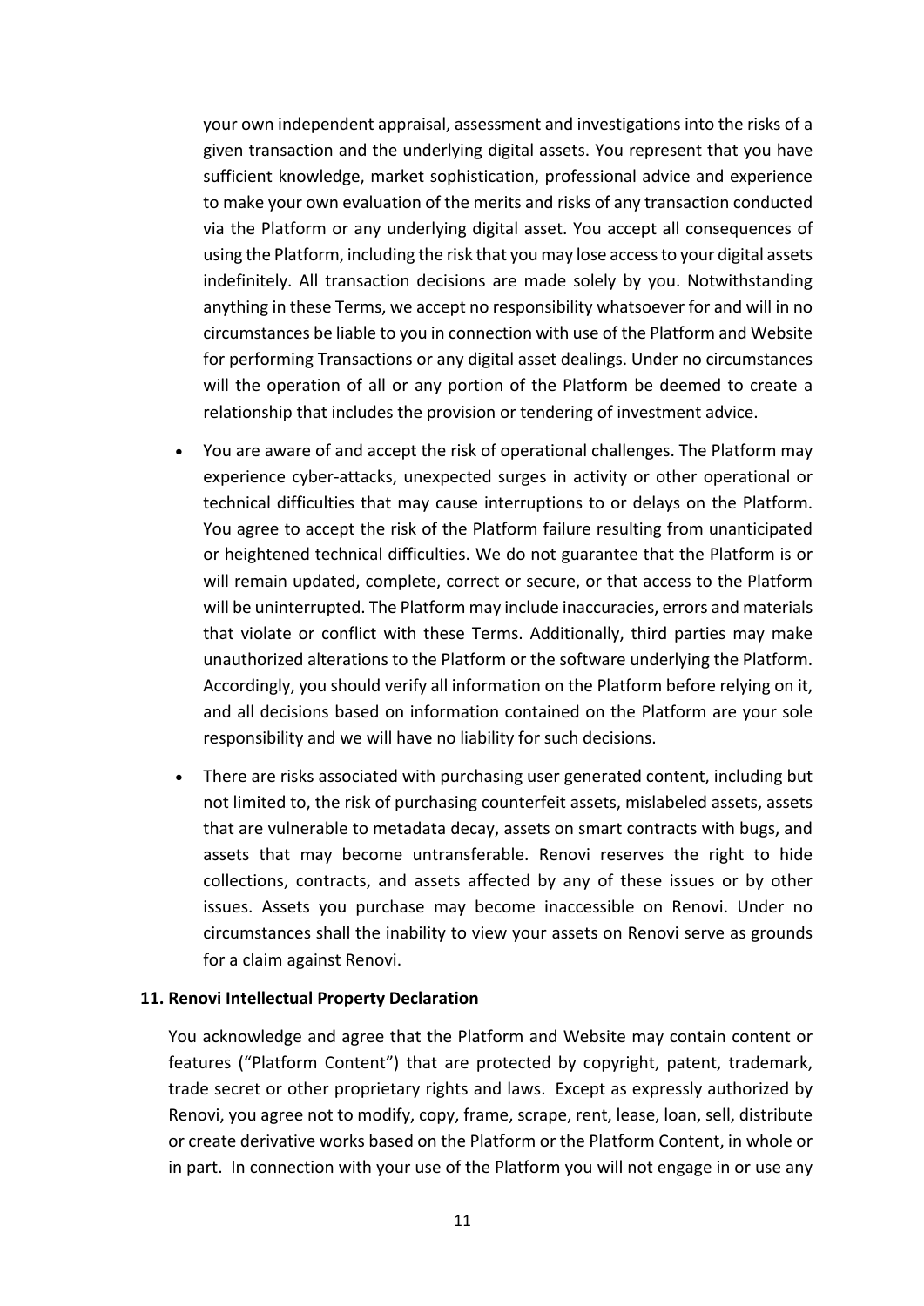your own independent appraisal, assessment and investigations into the risks of a given transaction and the underlying digital assets. You represent that you have sufficient knowledge, market sophistication, professional advice and experience to make your own evaluation of the merits and risks of any transaction conducted via the Platform or any underlying digital asset. You accept all consequences of using the Platform, including the risk that you may lose access to your digital assets indefinitely. All transaction decisions are made solely by you. Notwithstanding anything in these Terms, we accept no responsibility whatsoever for and will in no circumstances be liable to you in connection with use of the Platform and Website for performing Transactions or any digital asset dealings. Under no circumstances will the operation of all or any portion of the Platform be deemed to create a relationship that includes the provision or tendering of investment advice.

- You are aware of and accept the risk of operational challenges. The Platform may experience cyber-attacks, unexpected surges in activity or other operational or technical difficulties that may cause interruptions to or delays on the Platform. You agree to accept the risk of the Platform failure resulting from unanticipated or heightened technical difficulties. We do not guarantee that the Platform is or will remain updated, complete, correct or secure, or that access to the Platform will be uninterrupted. The Platform may include inaccuracies, errors and materials that violate or conflict with these Terms. Additionally, third parties may make unauthorized alterations to the Platform or the software underlying the Platform. Accordingly, you should verify all information on the Platform before relying on it, and all decisions based on information contained on the Platform are your sole responsibility and we will have no liability for such decisions.
- There are risks associated with purchasing user generated content, including but not limited to, the risk of purchasing counterfeit assets, mislabeled assets, assets that are vulnerable to metadata decay, assets on smart contracts with bugs, and assets that may become untransferable. Renovi reserves the right to hide collections, contracts, and assets affected by any of these issues or by other issues. Assets you purchase may become inaccessible on Renovi. Under no circumstances shall the inability to view your assets on Renovi serve as grounds for a claim against Renovi.

**11. Renovi Intellectual Property Declaration**

You acknowledge and agree that the Platform and Website may contain content or features ("Platform Content") that are protected by copyright, patent, trademark, trade secret or other proprietary rights and laws. Except as expressly authorized by Renovi, you agree not to modify, copy, frame, scrape, rent, lease, loan, sell, distribute or create derivative works based on the Platform or the Platform Content, in whole or in part. In connection with your use of the Platform you will not engage in or use any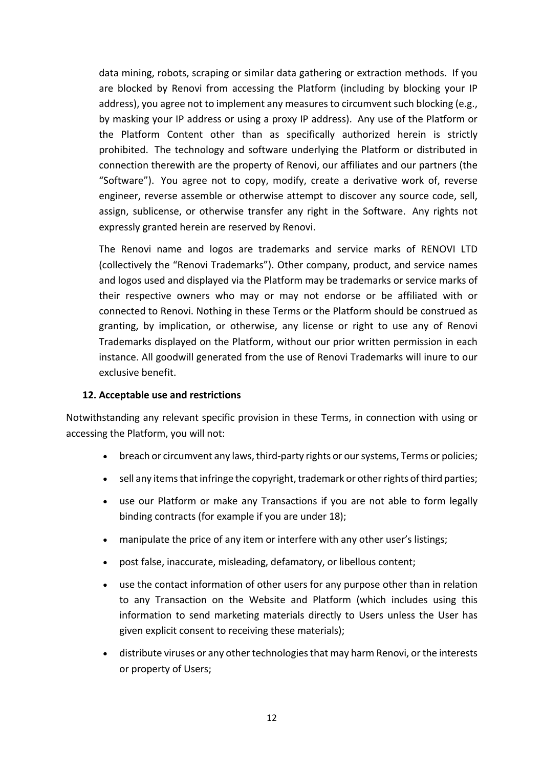data mining, robots, scraping or similar data gathering or extraction methods. If you are blocked by Renovi from accessing the Platform (including by blocking your IP address), you agree not to implement any measures to circumvent such blocking (e.g., by masking your IP address or using a proxy IP address). Any use of the Platform or the Platform Content other than as specifically authorized herein is strictly prohibited. The technology and software underlying the Platform or distributed in connection therewith are the property of Renovi, our affiliates and our partners (the "Software"). You agree not to copy, modify, create a derivative work of, reverse engineer, reverse assemble or otherwise attempt to discover any source code, sell, assign, sublicense, or otherwise transfer any right in the Software. Any rights not expressly granted herein are reserved by Renovi.

The Renovi name and logos are trademarks and service marks of RENOVI LTD (collectively the "Renovi Trademarks"). Other company, product, and service names and logos used and displayed via the Platform may be trademarks or service marks of their respective owners who may or may not endorse or be affiliated with or connected to Renovi. Nothing in these Terms or the Platform should be construed as granting, by implication, or otherwise, any license or right to use any of Renovi Trademarks displayed on the Platform, without our prior written permission in each instance. All goodwill generated from the use of Renovi Trademarks will inure to our exclusive benefit.

**12. Acceptable use and restrictions**

Notwithstanding any relevant specific provision in these Terms, in connection with using or accessing the Platform, you will not:

- breach or circumvent any laws, third-party rights or our systems, Terms or policies;
- sell any items that infringe the copyright, trademark or other rights of third parties;
- use our Platform or make any Transactions if you are not able to form legally binding contracts (for example if you are under 18);
- manipulate the price of any item or interfere with any other user's listings;
- post false, inaccurate, misleading, defamatory, or libellous content;
- use the contact information of other users for any purpose other than in relation to any Transaction on the Website and Platform (which includes using this information to send marketing materials directly to Users unless the User has given explicit consent to receiving these materials);
- distribute viruses or any other technologies that may harm Renovi, or the interests or property of Users;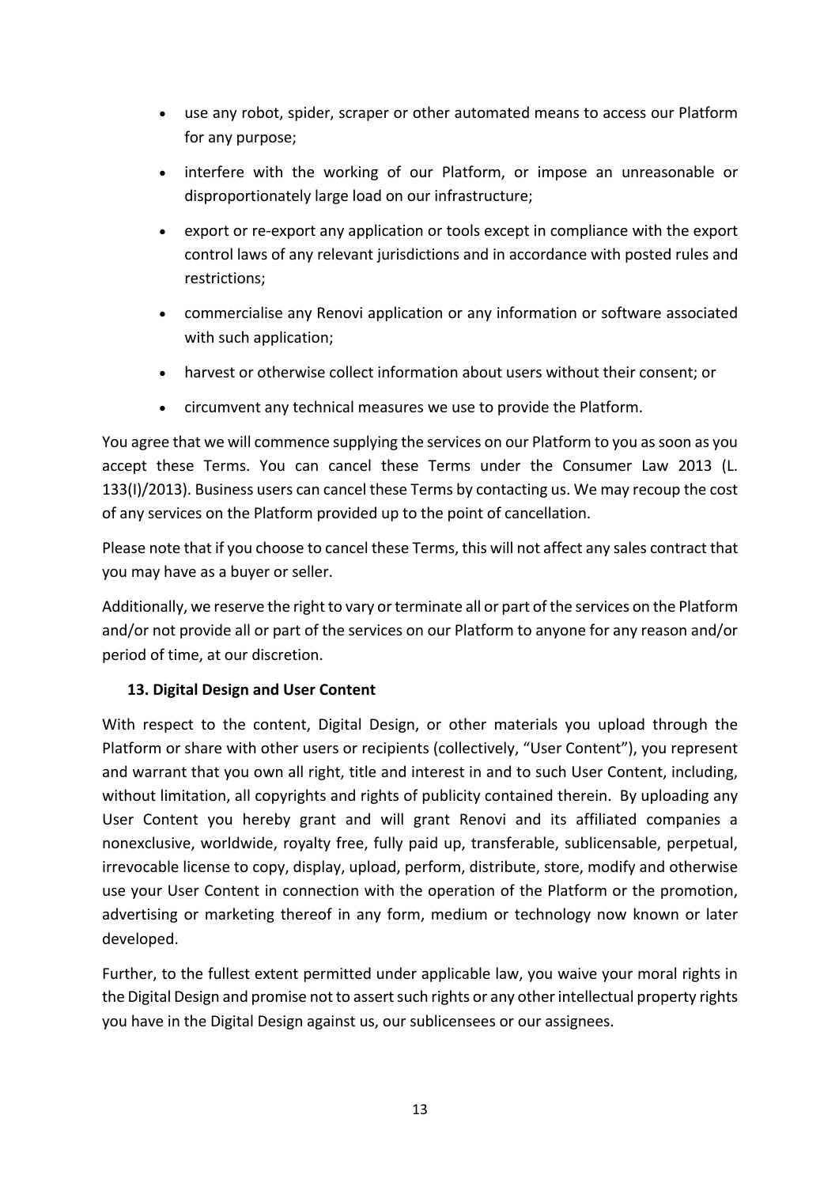- use any robot, spider, scraper or other automated means to access our Platform for any purpose;
- interfere with the working of our Platform, or impose an unreasonable or disproportionately large load on our infrastructure;
- export or re-export any application or tools except in compliance with the export control laws of any relevant jurisdictions and in accordance with posted rules and restrictions;
- commercialise any Renovi application or any information or software associated with such application;
- harvest or otherwise collect information about users without their consent; or
- circumvent any technical measures we use to provide the Platform.

You agree that we will commence supplying the services on our Platform to you as soon as you accept these Terms. You can cancel these Terms under the Consumer Law 2013 (L. 133(I)/2013). Business users can cancel these Terms by contacting us. We may recoup the cost of any services on the Platform provided up to the point of cancellation.

Please note that if you choose to cancel these Terms, this will not affect any sales contract that you may have as a buyer or seller.

Additionally, we reserve the right to vary or terminate all or part of the services on the Platform and/or not provide all or part of the services on our Platform to anyone for any reason and/or period of time, at our discretion.

**13. Digital Design and User Content**

With respect to the content, Digital Design, or other materials you upload through the Platform or share with other users or recipients (collectively, "User Content"), you represent and warrant that you own all right, title and interest in and to such User Content, including, without limitation, all copyrights and rights of publicity contained therein. By uploading any User Content you hereby grant and will grant Renovi and its affiliated companies a nonexclusive, worldwide, royalty free, fully paid up, transferable, sublicensable, perpetual, irrevocable license to copy, display, upload, perform, distribute, store, modify and otherwise use your User Content in connection with the operation of the Platform or the promotion, advertising or marketing thereof in any form, medium or technology now known or later developed.

Further, to the fullest extent permitted under applicable law, you waive your moral rights in the Digital Design and promise not to assert such rights or any other intellectual property rights you have in the Digital Design against us, our sublicensees or our assignees.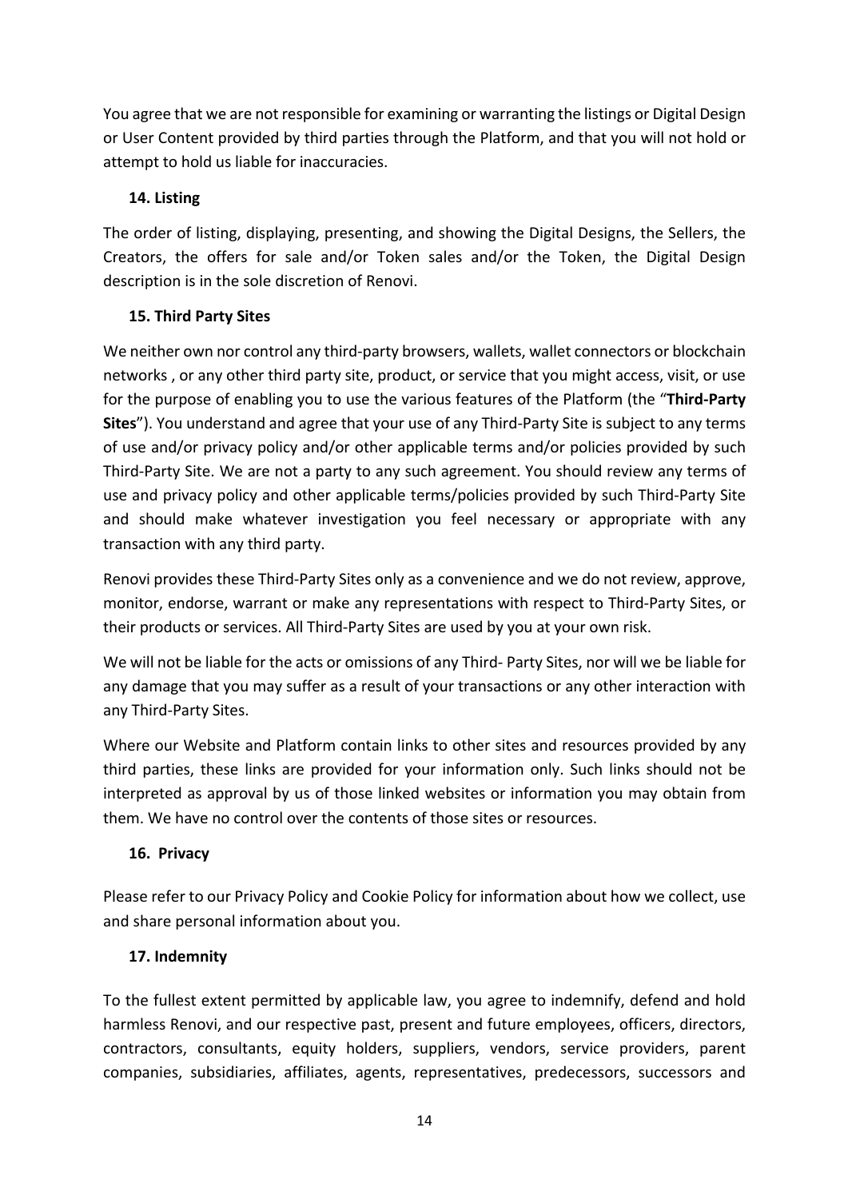You agree that we are not responsible for examining or warranting the listings or Digital Design or User Content provided by third parties through the Platform, and that you will not hold or attempt to hold us liable for inaccuracies.

### 14. Listing

The order of listing, displaying, presenting, and showing the Digital Designs, the Sellers, the Creators, the offers for sale and/or Token sales and/or the Token, the Digital Design description is in the sole discretion of Renovi.

### 15. Third Party Sites

We neither own nor control any third-party browsers, wallets, wallet connectors or blockchain networks , or any other third party site, product, or service that you might access, visit, or use for the purpose of enabling you to use the various features of the Platform (the "**Third-Party Sites**"). You understand and agree that your use of any Third-Party Site is subject to any terms of use and/or privacy policy and/or other applicable terms and/or policies provided by such Third-Party Site. We are not a party to any such agreement. You should review any terms of use and privacy policy and other applicable terms/policies provided by such Third-Party Site and should make whatever investigation you feel necessary or appropriate with any transaction with any third party.

Renovi provides these Third-Party Sites only as a convenience and we do not review, approve, monitor, endorse, warrant or make any representations with respect to Third-Party Sites, or their products or services. All Third-Party Sites are used by you at your own risk.

We will not be liable for the acts or omissions of any Third- Party Sites, nor will we be liable for any damage that you may suffer as a result of your transactions or any other interaction with any Third-Party Sites.

Where our Website and Platform contain links to other sites and resources provided by any third parties, these links are provided for your information only. Such links should not be interpreted as approval by us of those linked websites or information you may obtain from them. We have no control over the contents of those sites or resources.

### 16. Privacy

Please refer to our Privacy Policy and Cookie Policy for information about how we collect, use and share personal information about you.

### 17. Indemnity

To the fullest extent permitted by applicable law, you agree to indemnify, defend and hold harmless Renovi, and our respective past, present and future employees, officers, directors, contractors, consultants, equity holders, suppliers, vendors, service providers, parent companies, subsidiaries, affiliates, agents, representatives, predecessors, successors and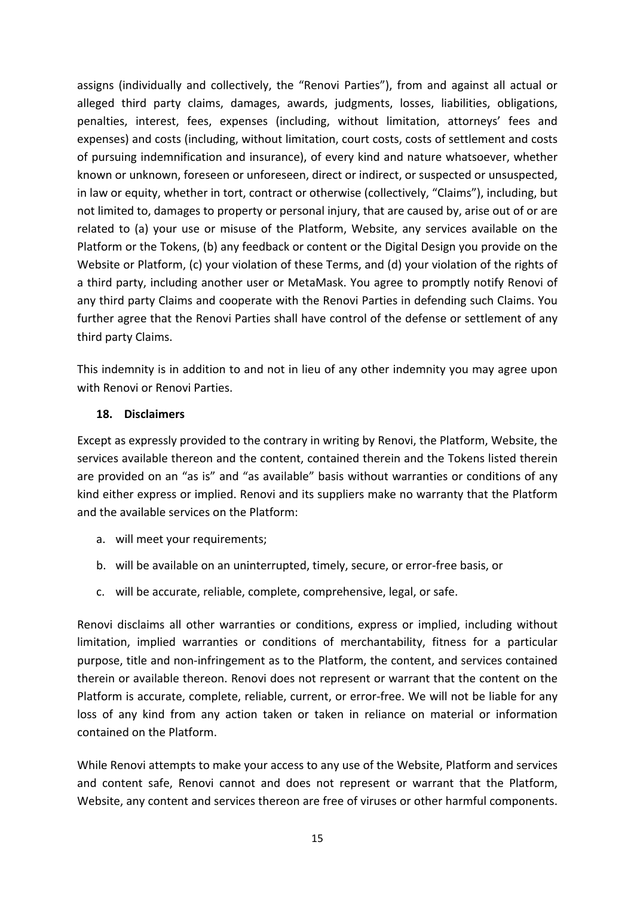assigns (individually and collectively, the "Renovi Parties"), from and against all actual or alleged third party claims, damages, awards, judgments, losses, liabilities, obligations, penalties, interest, fees, expenses (including, without limitation, attorneys' fees and expenses) and costs (including, without limitation, court costs, costs of settlement and costs of pursuing indemnification and insurance), of every kind and nature whatsoever, whether known or unknown, foreseen or unforeseen, direct or indirect, or suspected or unsuspected, in law or equity, whether in tort, contract or otherwise (collectively, "Claims"), including, but not limited to, damages to property or personal injury, that are caused by, arise out of or are related to (a) your use or misuse of the Platform, Website, any services available on the Platform or the Tokens, (b) any feedback or content or the Digital Design you provide on the Website or Platform, (c) your violation of these Terms, and (d) your violation of the rights of a third party, including another user or MetaMask. You agree to promptly notify Renovi of any third party Claims and cooperate with the Renovi Parties in defending such Claims. You further agree that the Renovi Parties shall have control of the defense or settlement of any third party Claims.

This indemnity is in addition to and not in lieu of any other indemnity you may agree upon with Renovi or Renovi Parties.

**18. Disclaimers**

Except as expressly provided to the contrary in writing by Renovi, the Platform, Website, the services available thereon and the content, contained therein and the Tokens listed therein are provided on an "as is" and "as available" basis without warranties or conditions of any kind either express or implied. Renovi and its suppliers make no warranty that the Platform and the available services on the Platform:

a. will meet your requirements;

b. will be available on an uninterrupted, timely, secure, or error-free basis, or

c. will be accurate, reliable, complete, comprehensive, legal, or safe.

Renovi disclaims all other warranties or conditions, express or implied, including without limitation, implied warranties or conditions of merchantability, fitness for a particular purpose, title and non-infringement as to the Platform, the content, and services contained therein or available thereon. Renovi does not represent or warrant that the content on the Platform is accurate, complete, reliable, current, or error-free. We will not be liable for any loss of any kind from any action taken or taken in reliance on material or information contained on the Platform.

While Renovi attempts to make your access to any use of the Website, Platform and services and content safe, Renovi cannot and does not represent or warrant that the Platform, Website, any content and services thereon are free of viruses or other harmful components.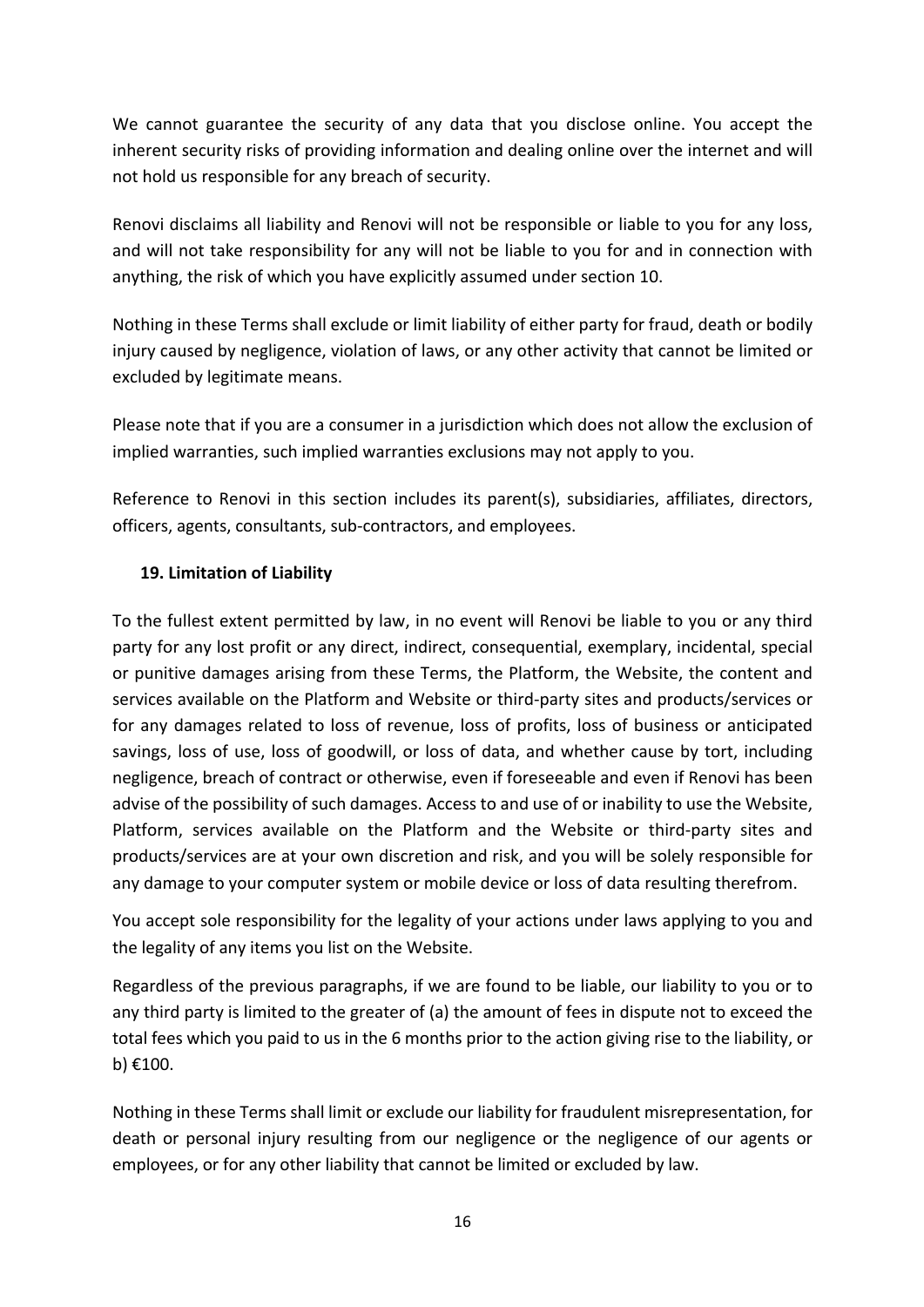We cannot guarantee the security of any data that you disclose online. You accept the inherent security risks of providing information and dealing online over the internet and will not hold us responsible for any breach of security.

Renovi disclaims all liability and Renovi will not be responsible or liable to you for any loss, and will not take responsibility for any will not be liable to you for and in connection with anything, the risk of which you have explicitly assumed under section 10.

Nothing in these Terms shall exclude or limit liability of either party for fraud, death or bodily injury caused by negligence, violation of laws, or any other activity that cannot be limited or excluded by legitimate means.

Please note that if you are a consumer in a jurisdiction which does not allow the exclusion of implied warranties, such implied warranties exclusions may not apply to you.

Reference to Renovi in this section includes its parent(s), subsidiaries, affiliates, directors, officers, agents, consultants, sub-contractors, and employees.

## 19. Limitation of Liability

To the fullest extent permitted by law, in no event will Renovi be liable to you or any third party for any lost profit or any direct, indirect, consequential, exemplary, incidental, special or punitive damages arising from these Terms, the Platform, the Website, the content and services available on the Platform and Website or third-party sites and products/services or for any damages related to loss of revenue, loss of profits, loss of business or anticipated savings, loss of use, loss of goodwill, or loss of data, and whether cause by tort, including negligence, breach of contract or otherwise, even if foreseeable and even if Renovi has been advise of the possibility of such damages. Access to and use of or inability to use the Website, Platform, services available on the Platform and the Website or third-party sites and products/services are at your own discretion and risk, and you will be solely responsible for any damage to your computer system or mobile device or loss of data resulting therefrom.

You accept sole responsibility for the legality of your actions under laws applying to you and the legality of any items you list on the Website.

Regardless of the previous paragraphs, if we are found to be liable, our liability to you or to any third party is limited to the greater of (a) the amount of fees in dispute not to exceed the total fees which you paid to us in the 6 months prior to the action giving rise to the liability, or b) €100.

Nothing in these Terms shall limit or exclude our liability for fraudulent misrepresentation, for death or personal injury resulting from our negligence or the negligence of our agents or employees, or for any other liability that cannot be limited or excluded by law.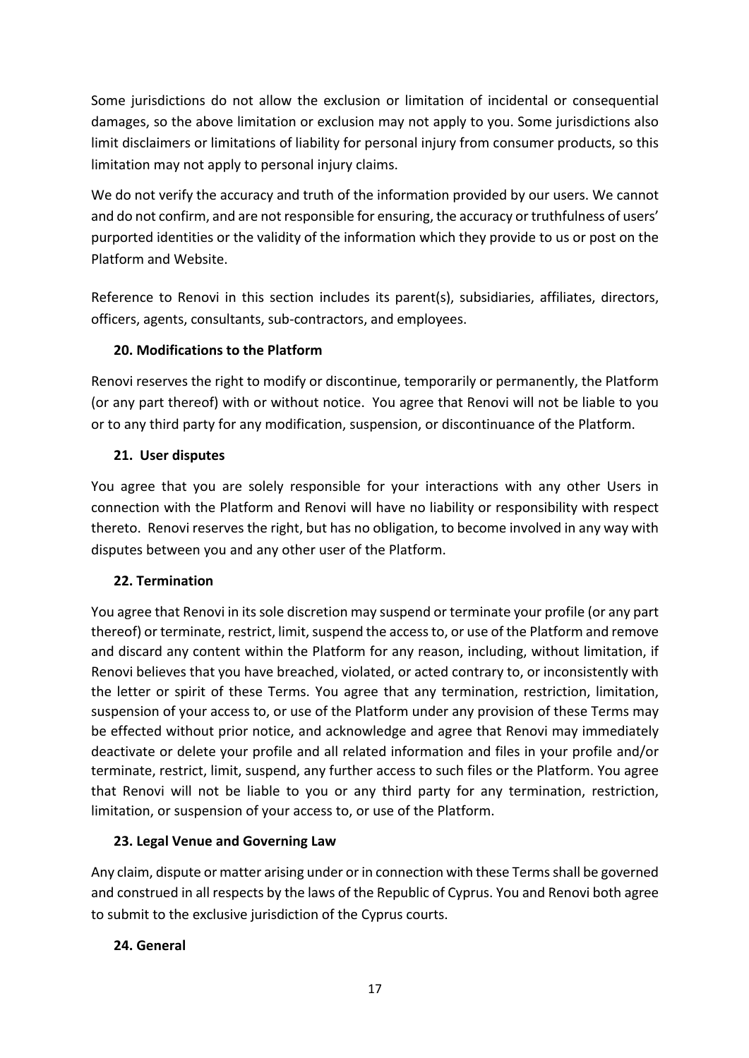Some jurisdictions do not allow the exclusion or limitation of incidental or consequential damages, so the above limitation or exclusion may not apply to you. Some jurisdictions also limit disclaimers or limitations of liability for personal injury from consumer products, so this limitation may not apply to personal injury claims.

We do not verify the accuracy and truth of the information provided by our users. We cannot and do not confirm, and are not responsible for ensuring, the accuracy or truthfulness of users' purported identities or the validity of the information which they provide to us or post on the Platform and Website.

Reference to Renovi in this section includes its parent(s), subsidiaries, affiliates, directors, officers, agents, consultants, sub-contractors, and employees.

### 20. Modifications to the Platform

Renovi reserves the right to modify or discontinue, temporarily or permanently, the Platform (or any part thereof) with or without notice. You agree that Renovi will not be liable to you or to any third party for any modification, suspension, or discontinuance of the Platform.

### 21. User disputes

You agree that you are solely responsible for your interactions with any other Users in connection with the Platform and Renovi will have no liability or responsibility with respect thereto. Renovi reserves the right, but has no obligation, to become involved in any way with disputes between you and any other user of the Platform.

### 22. Termination

You agree that Renovi in its sole discretion may suspend or terminate your profile (or any part thereof) or terminate, restrict, limit, suspend the access to, or use of the Platform and remove and discard any content within the Platform for any reason, including, without limitation, if Renovi believes that you have breached, violated, or acted contrary to, or inconsistently with the letter or spirit of these Terms. You agree that any termination, restriction, limitation, suspension of your access to, or use of the Platform under any provision of these Terms may be effected without prior notice, and acknowledge and agree that Renovi may immediately deactivate or delete your profile and all related information and files in your profile and/or terminate, restrict, limit, suspend, any further access to such files or the Platform. You agree that Renovi will not be liable to you or any third party for any termination, restriction, limitation, or suspension of your access to, or use of the Platform.

### 23. Legal Venue and Governing Law

Any claim, dispute or matter arising under or in connection with these Terms shall be governed and construed in all respects by the laws of the Republic of Cyprus. You and Renovi both agree to submit to the exclusive jurisdiction of the Cyprus courts.

### 24. General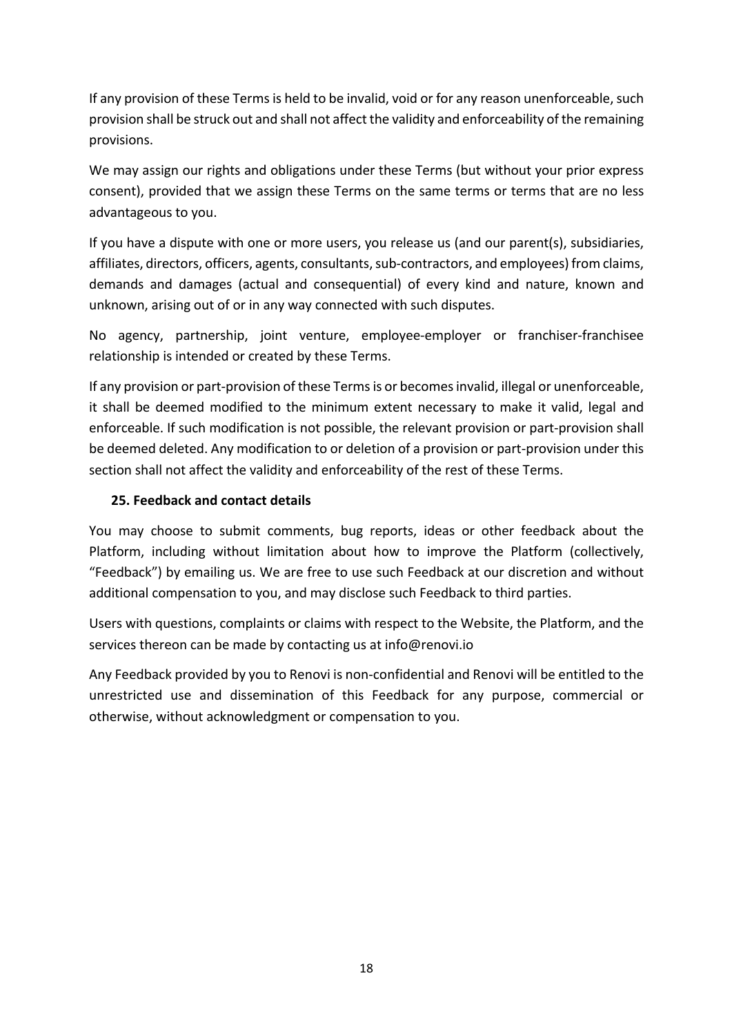If any provision of these Terms is held to be invalid, void or for any reason unenforceable, such provision shall be struck out and shall not affect the validity and enforceability of the remaining provisions.

We may assign our rights and obligations under these Terms (but without your prior express consent), provided that we assign these Terms on the same terms or terms that are no less advantageous to you.

If you have a dispute with one or more users, you release us (and our parent(s), subsidiaries, affiliates, directors, officers, agents, consultants, sub-contractors, and employees) from claims, demands and damages (actual and consequential) of every kind and nature, known and unknown, arising out of or in any way connected with such disputes.

No agency, partnership, joint venture, employee-employer or franchiser-franchisee relationship is intended or created by these Terms.

If any provision or part-provision of these Terms is or becomes invalid, illegal or unenforceable, it shall be deemed modified to the minimum extent necessary to make it valid, legal and enforceable. If such modification is not possible, the relevant provision or part-provision shall be deemed deleted. Any modification to or deletion of a provision or part-provision under this section shall not affect the validity and enforceability of the rest of these Terms.

## 25. Feedback and contact details

You may choose to submit comments, bug reports, ideas or other feedback about the Platform, including without limitation about how to improve the Platform (collectively, "Feedback") by emailing us. We are free to use such Feedback at our discretion and without additional compensation to you, and may disclose such Feedback to third parties.

Users with questions, complaints or claims with respect to the Website, the Platform, and the services thereon can be made by contacting us at info@renovi.io

Any Feedback provided by you to Renovi is non-confidential and Renovi will be entitled to the unrestricted use and dissemination of this Feedback for any purpose, commercial or otherwise, without acknowledgment or compensation to you.